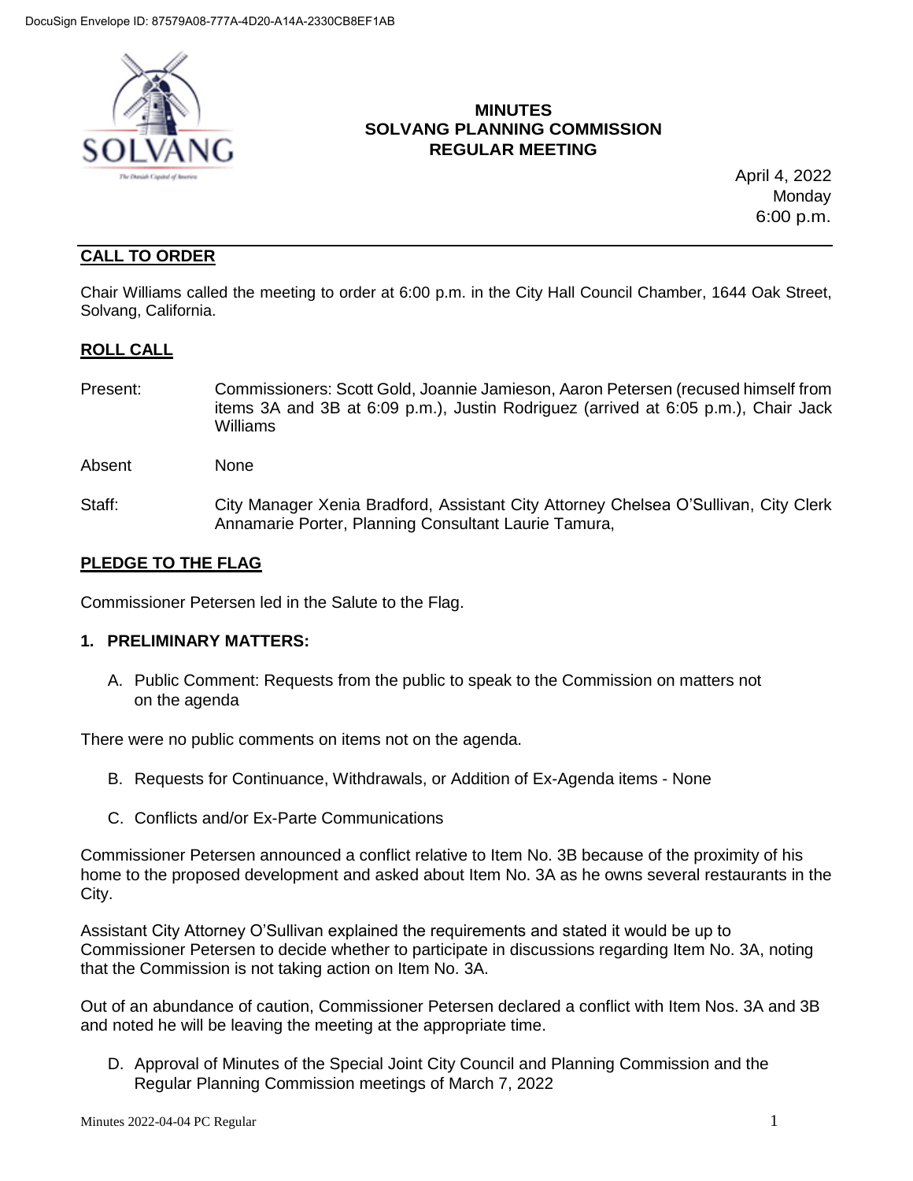# MINUTES
# SOLVANG PLANNING COMMISSION
# REGULAR MEETING

April 4, 2022
Monday
6:00 p.m.

## CALL TO ORDER

Chair Williams called the meeting to order at 6:00 p.m. in the City Hall Council Chamber, 1644 Oak Street, Solvang, California.

## ROLL CALL

Present: Commissioners: Scott Gold, Joannie Jamieson, Aaron Petersen (recused himself from items 3A and 3B at 6:09 p.m.), Justin Rodriguez (arrived at 6:05 p.m.), Chair Jack Williams

Absent None

Staff: City Manager Xenia Bradford, Assistant City Attorney Chelsea O'Sullivan, City Clerk Annamarie Porter, Planning Consultant Laurie Tamura,

## PLEDGE TO THE FLAG

Commissioner Petersen led in the Salute to the Flag.

### 1. PRELIMINARY MATTERS:

A. Public Comment: Requests from the public to speak to the Commission on matters not on the agenda

There were no public comments on items not on the agenda.

B. Requests for Continuance, Withdrawals, or Addition of Ex-Agenda items - None

C. Conflicts and/or Ex-Parte Communications

Commissioner Petersen announced a conflict relative to Item No. 3B because of the proximity of his home to the proposed development and asked about Item No. 3A as he owns several restaurants in the City.

Assistant City Attorney O'Sullivan explained the requirements and stated it would be up to Commissioner Petersen to decide whether to participate in discussions regarding Item No. 3A, noting that the Commission is not taking action on Item No. 3A.

Out of an abundance of caution, Commissioner Petersen declared a conflict with Item Nos. 3A and 3B and noted he will be leaving the meeting at the appropriate time.

D. Approval of Minutes of the Special Joint City Council and Planning Commission and the Regular Planning Commission meetings of March 7, 2022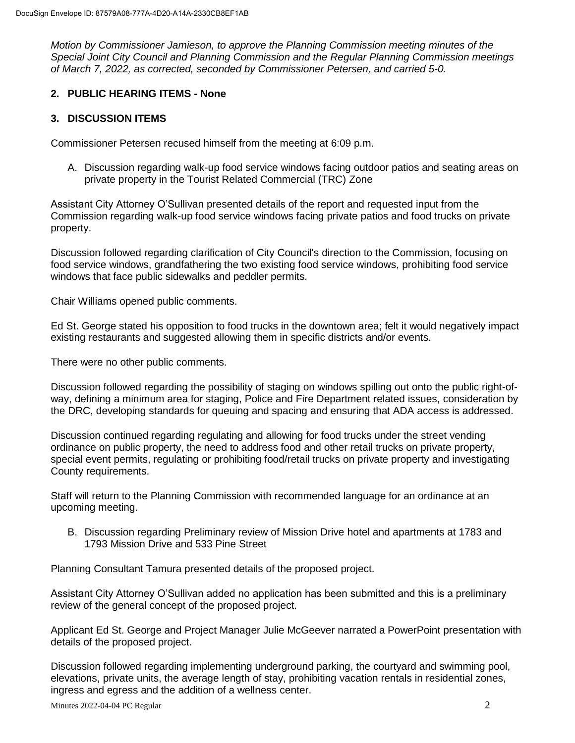*Motion by Commissioner Jamieson, to approve the Planning Commission meeting minutes of the Special Joint City Council and Planning Commission and the Regular Planning Commission meetings of March 7, 2022, as corrected, seconded by Commissioner Petersen, and carried 5-0.*

**2. PUBLIC HEARING ITEMS - None**

**3. DISCUSSION ITEMS**

Commissioner Petersen recused himself from the meeting at 6:09 p.m.

A. Discussion regarding walk-up food service windows facing outdoor patios and seating areas on private property in the Tourist Related Commercial (TRC) Zone

Assistant City Attorney O'Sullivan presented details of the report and requested input from the Commission regarding walk-up food service windows facing private patios and food trucks on private property.

Discussion followed regarding clarification of City Council's direction to the Commission, focusing on food service windows, grandfathering the two existing food service windows, prohibiting food service windows that face public sidewalks and peddler permits.

Chair Williams opened public comments.

Ed St. George stated his opposition to food trucks in the downtown area; felt it would negatively impact existing restaurants and suggested allowing them in specific districts and/or events.

There were no other public comments.

Discussion followed regarding the possibility of staging on windows spilling out onto the public right-of-way, defining a minimum area for staging, Police and Fire Department related issues, consideration by the DRC, developing standards for queuing and spacing and ensuring that ADA access is addressed.

Discussion continued regarding regulating and allowing for food trucks under the street vending ordinance on public property, the need to address food and other retail trucks on private property, special event permits, regulating or prohibiting food/retail trucks on private property and investigating County requirements.

Staff will return to the Planning Commission with recommended language for an ordinance at an upcoming meeting.

B. Discussion regarding Preliminary review of Mission Drive hotel and apartments at 1783 and 1793 Mission Drive and 533 Pine Street

Planning Consultant Tamura presented details of the proposed project.

Assistant City Attorney O'Sullivan added no application has been submitted and this is a preliminary review of the general concept of the proposed project.

Applicant Ed St. George and Project Manager Julie McGeever narrated a PowerPoint presentation with details of the proposed project.

Discussion followed regarding implementing underground parking, the courtyard and swimming pool, elevations, private units, the average length of stay, prohibiting vacation rentals in residential zones, ingress and egress and the addition of a wellness center.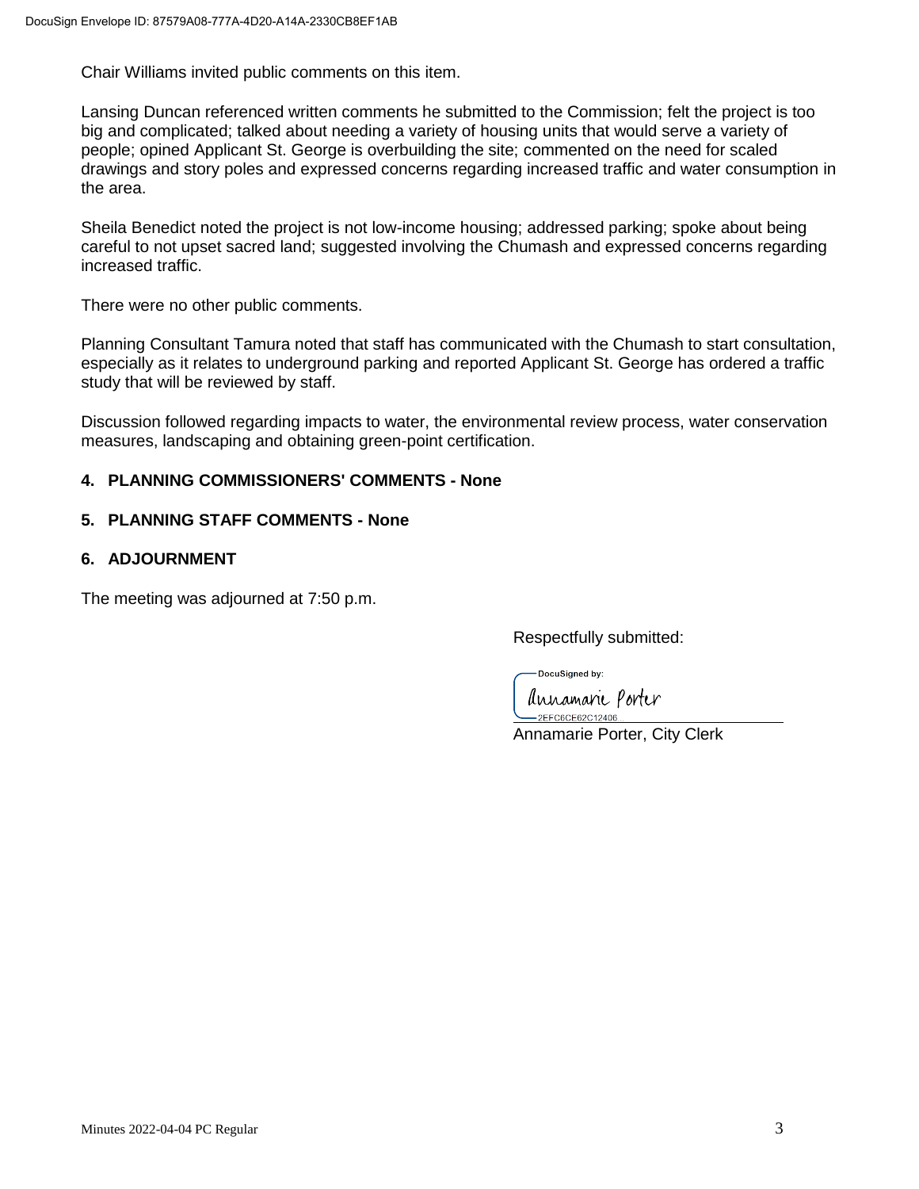Chair Williams invited public comments on this item.

Lansing Duncan referenced written comments he submitted to the Commission; felt the project is too big and complicated; talked about needing a variety of housing units that would serve a variety of people; opined Applicant St. George is overbuilding the site; commented on the need for scaled drawings and story poles and expressed concerns regarding increased traffic and water consumption in the area.

Sheila Benedict noted the project is not low-income housing; addressed parking; spoke about being careful to not upset sacred land; suggested involving the Chumash and expressed concerns regarding increased traffic.

There were no other public comments.

Planning Consultant Tamura noted that staff has communicated with the Chumash to start consultation, especially as it relates to underground parking and reported Applicant St. George has ordered a traffic study that will be reviewed by staff.

Discussion followed regarding impacts to water, the environmental review process, water conservation measures, landscaping and obtaining green-point certification.

**4. PLANNING COMMISSIONERS' COMMENTS - None**

**5. PLANNING STAFF COMMENTS - None**

**6. ADJOURNMENT**

The meeting was adjourned at 7:50 p.m.

Respectfully submitted:

DocuSigned by:
Annamarie Porter
2EFC6CE62C12406...

Annamarie Porter, City Clerk